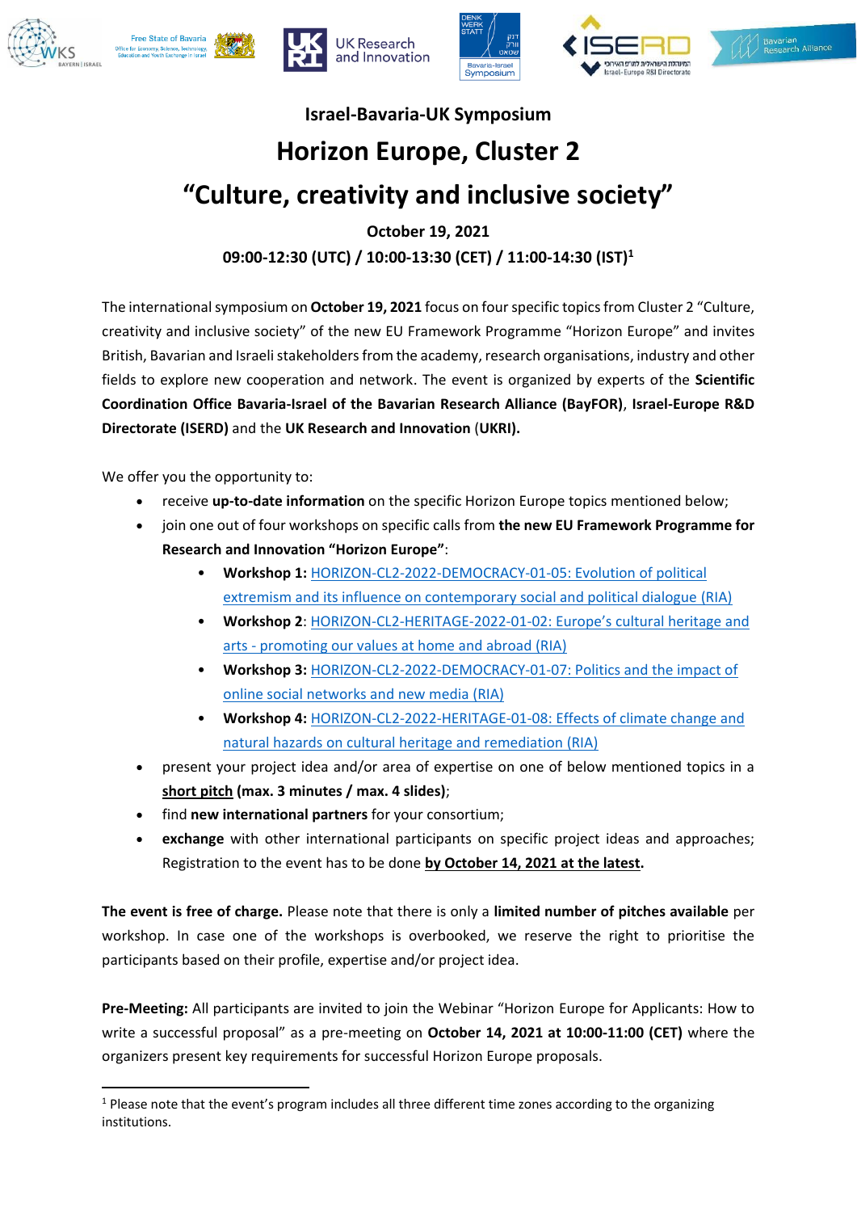## Israel-Bavaria-UK Symposium

# Horizon Europe, Cluster 2

# "Culture, creativity and inclusive society"

**October 19, 2021**

**09:00-12:30 (UTC) / 10:00-13:30 (CET) / 11:00-14:30 (IST)**[1]

The international symposium on **October 19, 2021** focus on four specific topics from Cluster 2 "Culture, creativity and inclusive society" of the new EU Framework Programme "Horizon Europe" and invites British, Bavarian and Israeli stakeholders from the academy, research organisations, industry and other fields to explore new cooperation and network. The event is organized by experts of the **Scientific Coordination Office Bavaria-Israel of the Bavarian Research Alliance (BayFOR)**, **Israel-Europe R&D Directorate (ISERD)** and the **UK Research and Innovation** (**UKRI).**

We offer you the opportunity to:

- receive **up-to-date information** on the specific Horizon Europe topics mentioned below;
- join one out of four workshops on specific calls from **the new EU Framework Programme for Research and Innovation "Horizon Europe"**:
  - **Workshop 1:** HORIZON-CL2-2022-DEMOCRACY-01-05: Evolution of political extremism and its influence on contemporary social and political dialogue (RIA)
  - **Workshop 2**: HORIZON-CL2-HERITAGE-2022-01-02: Europe's cultural heritage and arts - promoting our values at home and abroad (RIA)
  - **Workshop 3:** HORIZON-CL2-2022-DEMOCRACY-01-07: Politics and the impact of online social networks and new media (RIA)
  - **Workshop 4:** HORIZON-CL2-2022-HERITAGE-01-08: Effects of climate change and natural hazards on cultural heritage and remediation (RIA)
- present your project idea and/or area of expertise on one of below mentioned topics in a **short pitch** **(max. 3 minutes / max. 4 slides)**;
- find **new international partners** for your consortium;
- **exchange** with other international participants on specific project ideas and approaches; Registration to the event has to be done **by October 14, 2021 at the latest.**

**The event is free of charge.** Please note that there is only a **limited number of pitches available** per workshop. In case one of the workshops is overbooked, we reserve the right to prioritise the participants based on their profile, expertise and/or project idea.

**Pre-Meeting:** All participants are invited to join the Webinar "Horizon Europe for Applicants: How to write a successful proposal" as a pre-meeting on **October 14, 2021 at 10:00-11:00 (CET)** where the organizers present key requirements for successful Horizon Europe proposals.

[1] Please note that the event's program includes all three different time zones according to the organizing institutions.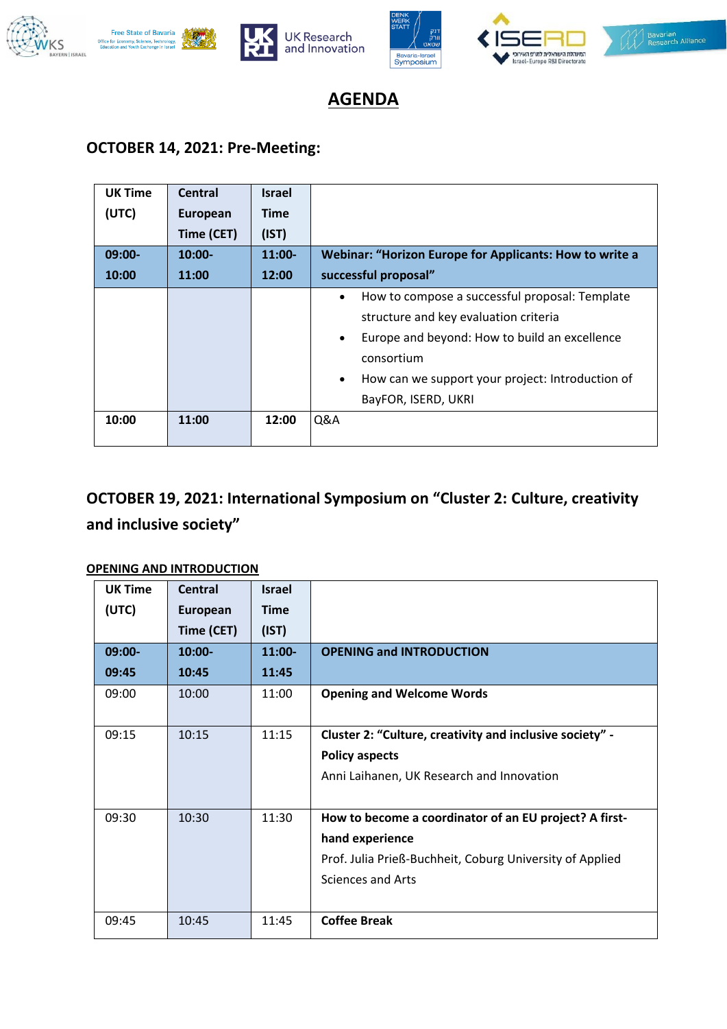# AGENDA

## OCTOBER 14, 2021: Pre-Meeting:

| UK Time (UTC) | Central European Time (CET) | Israel Time (IST) | |
|---|---|---|---|
| **09:00-10:00** | **10:00-11:00** | **11:00-12:00** | **Webinar: "Horizon Europe for Applicants: How to write a successful proposal"** |
| | | | • How to compose a successful proposal: Template structure and key evaluation criteria<br>• Europe and beyond: How to build an excellence consortium<br>• How can we support your project: Introduction of BayFOR, ISERD, UKRI |
| **10:00** | **11:00** | **12:00** | Q&A |

## OCTOBER 19, 2021: International Symposium on "Cluster 2: Culture, creativity and inclusive society"

**OPENING AND INTRODUCTION**

| UK Time (UTC) | Central European Time (CET) | Israel Time (IST) | |
|---|---|---|---|
| **09:00-09:45** | **10:00-10:45** | **11:00-11:45** | **OPENING and INTRODUCTION** |
| 09:00 | 10:00 | 11:00 | **Opening and Welcome Words** |
| 09:15 | 10:15 | 11:15 | **Cluster 2: "Culture, creativity and inclusive society" - Policy aspects**<br>Anni Laihanen, UK Research and Innovation |
| 09:30 | 10:30 | 11:30 | **How to become a coordinator of an EU project? A first-hand experience**<br>Prof. Julia Prieß-Buchheit, Coburg University of Applied Sciences and Arts |
| 09:45 | 10:45 | 11:45 | **Coffee Break** |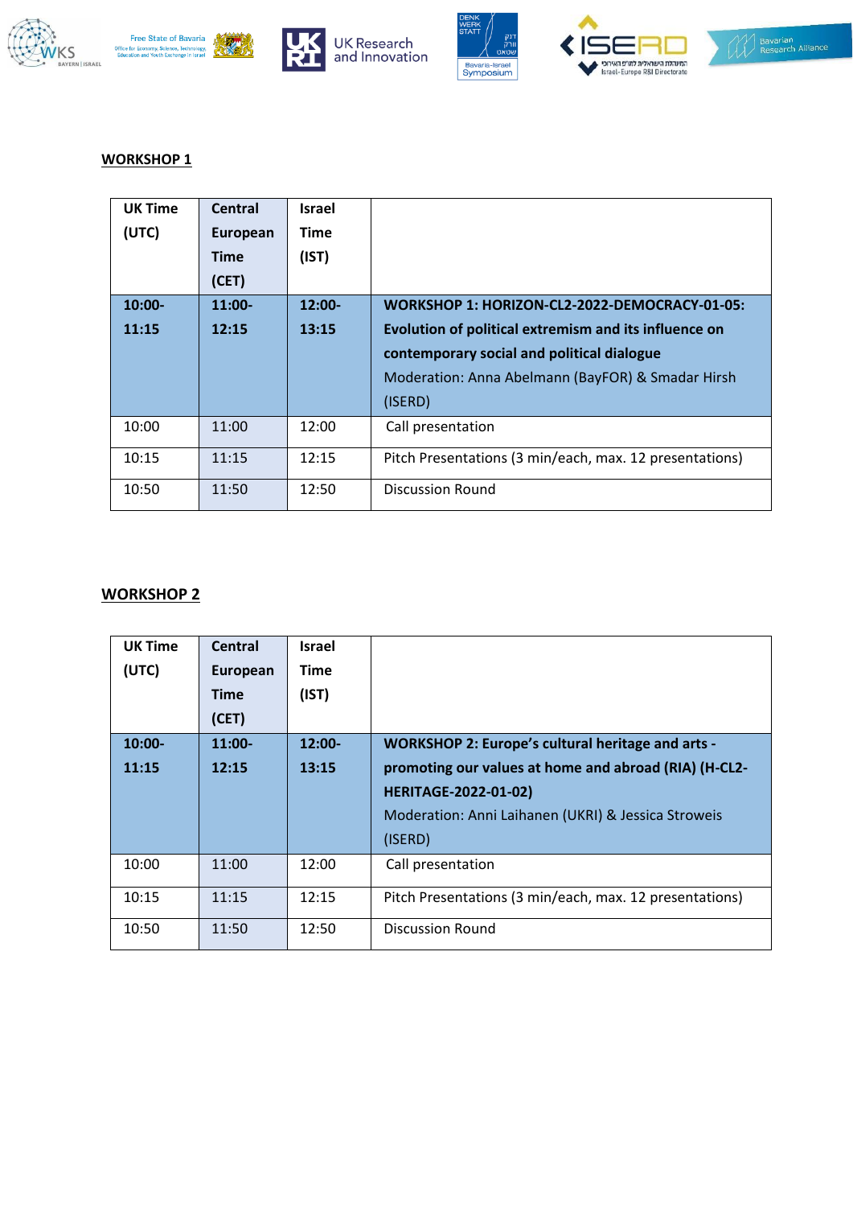**WORKSHOP 1**

| UK Time (UTC) | Central European Time (CET) | Israel Time (IST) | |
|---|---|---|---|
| **10:00-11:15** | **11:00-12:15** | **12:00-13:15** | **WORKSHOP 1: HORIZON-CL2-2022-DEMOCRACY-01-05: Evolution of political extremism and its influence on contemporary social and political dialogue** Moderation: Anna Abelmann (BayFOR) & Smadar Hirsh (ISERD) |
| 10:00 | 11:00 | 12:00 | Call presentation |
| 10:15 | 11:15 | 12:15 | Pitch Presentations (3 min/each, max. 12 presentations) |
| 10:50 | 11:50 | 12:50 | Discussion Round |

**WORKSHOP 2**

| UK Time (UTC) | Central European Time (CET) | Israel Time (IST) | |
|---|---|---|---|
| **10:00-11:15** | **11:00-12:15** | **12:00-13:15** | **WORKSHOP 2: Europe's cultural heritage and arts - promoting our values at home and abroad (RIA) (H-CL2-HERITAGE-2022-01-02)** Moderation: Anni Laihanen (UKRI) & Jessica Stroweis (ISERD) |
| 10:00 | 11:00 | 12:00 | Call presentation |
| 10:15 | 11:15 | 12:15 | Pitch Presentations (3 min/each, max. 12 presentations) |
| 10:50 | 11:50 | 12:50 | Discussion Round |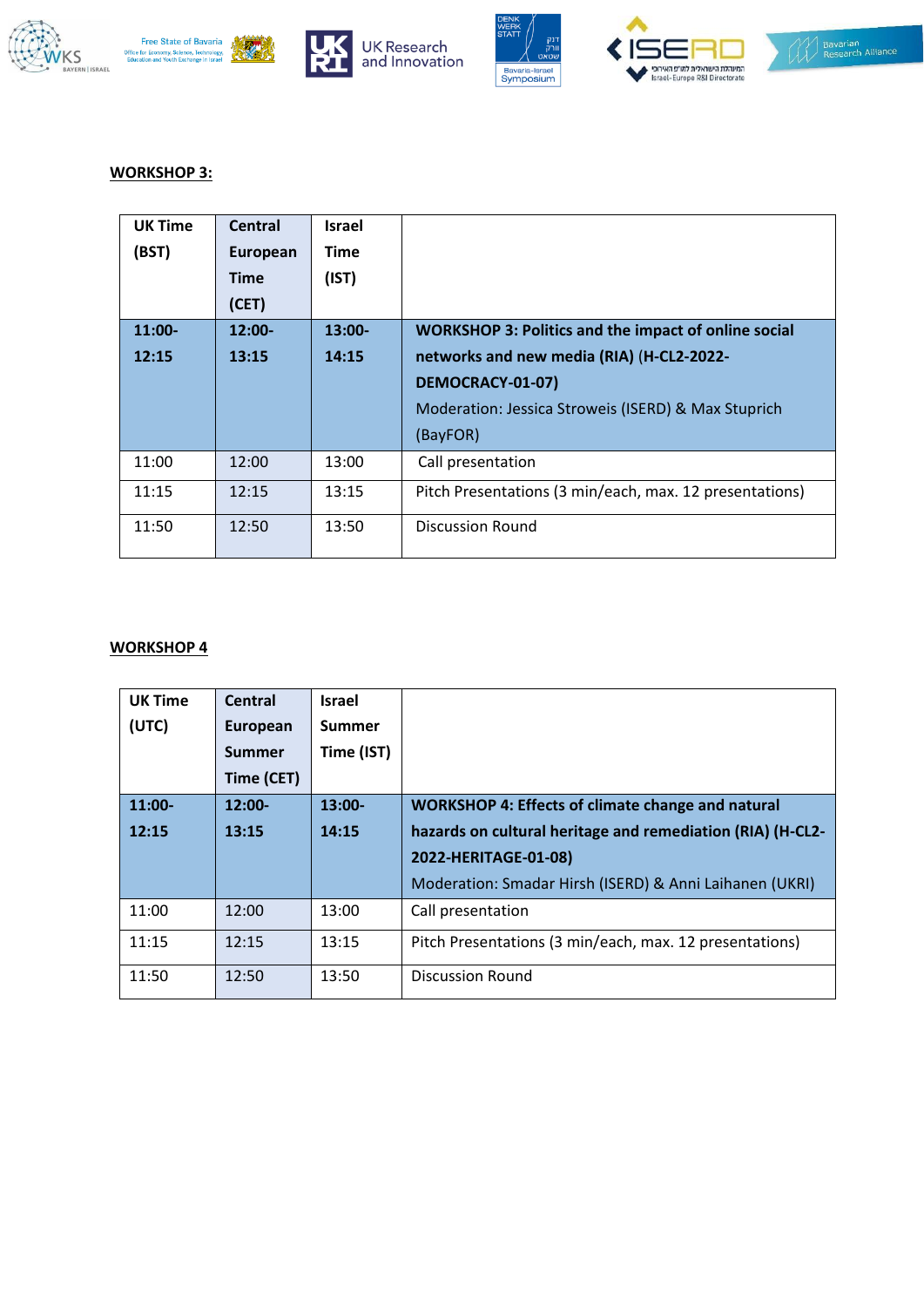**WORKSHOP 3:**

| UK Time (BST) | Central European Time (CET) | Israel Time (IST) | |
|---|---|---|---|
| **11:00-12:15** | **12:00-13:15** | **13:00-14:15** | **WORKSHOP 3: Politics and the impact of online social networks and new media (RIA) (H-CL2-2022-DEMOCRACY-01-07)**<br>Moderation: Jessica Stroweis (ISERD) & Max Stuprich (BayFOR) |
| 11:00 | 12:00 | 13:00 | Call presentation |
| 11:15 | 12:15 | 13:15 | Pitch Presentations (3 min/each, max. 12 presentations) |
| 11:50 | 12:50 | 13:50 | Discussion Round |

**WORKSHOP 4**

| UK Time (UTC) | Central European Summer Time (CET) | Israel Summer Time (IST) | |
|---|---|---|---|
| **11:00-12:15** | **12:00-13:15** | **13:00-14:15** | **WORKSHOP 4: Effects of climate change and natural hazards on cultural heritage and remediation (RIA) (H-CL2-2022-HERITAGE-01-08)**<br>Moderation: Smadar Hirsh (ISERD) & Anni Laihanen (UKRI) |
| 11:00 | 12:00 | 13:00 | Call presentation |
| 11:15 | 12:15 | 13:15 | Pitch Presentations (3 min/each, max. 12 presentations) |
| 11:50 | 12:50 | 13:50 | Discussion Round |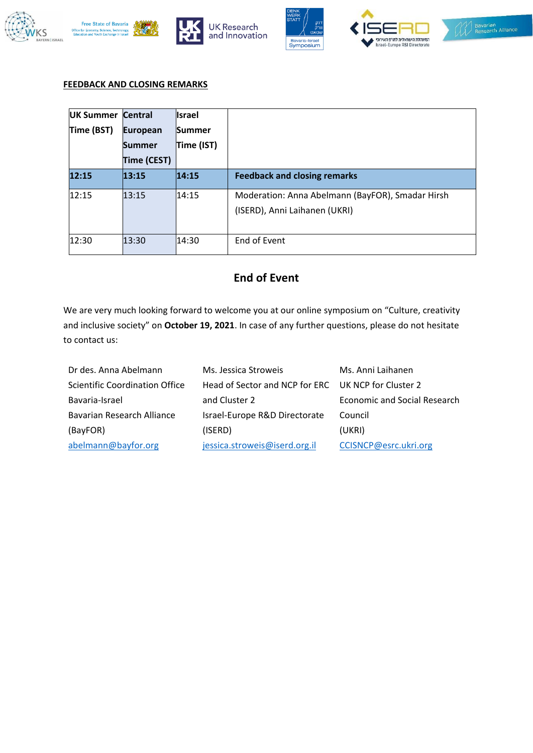**FEEDBACK AND CLOSING REMARKS**

| UK Summer Time (BST) | Central European Summer Time (CEST) | Israel Summer Time (IST) | |
|---|---|---|---|
| **12:15** | **13:15** | **14:15** | **Feedback and closing remarks** |
| 12:15 | 13:15 | 14:15 | Moderation: Anna Abelmann (BayFOR), Smadar Hirsh (ISERD), Anni Laihanen (UKRI) |
| 12:30 | 13:30 | 14:30 | End of Event |

## End of Event

We are very much looking forward to welcome you at our online symposium on "Culture, creativity and inclusive society" on **October 19, 2021**. In case of any further questions, please do not hesitate to contact us:

Dr des. Anna Abelmann
Scientific Coordination Office Bavaria-Israel
Bavarian Research Alliance (BayFOR)
abelmann@bayfor.org

Ms. Jessica Stroweis
Head of Sector and NCP for ERC and Cluster 2
Israel-Europe R&D Directorate (ISERD)
jessica.stroweis@iserd.org.il

Ms. Anni Laihanen
UK NCP for Cluster 2
Economic and Social Research Council
(UKRI)
CCISNCP@esrc.ukri.org